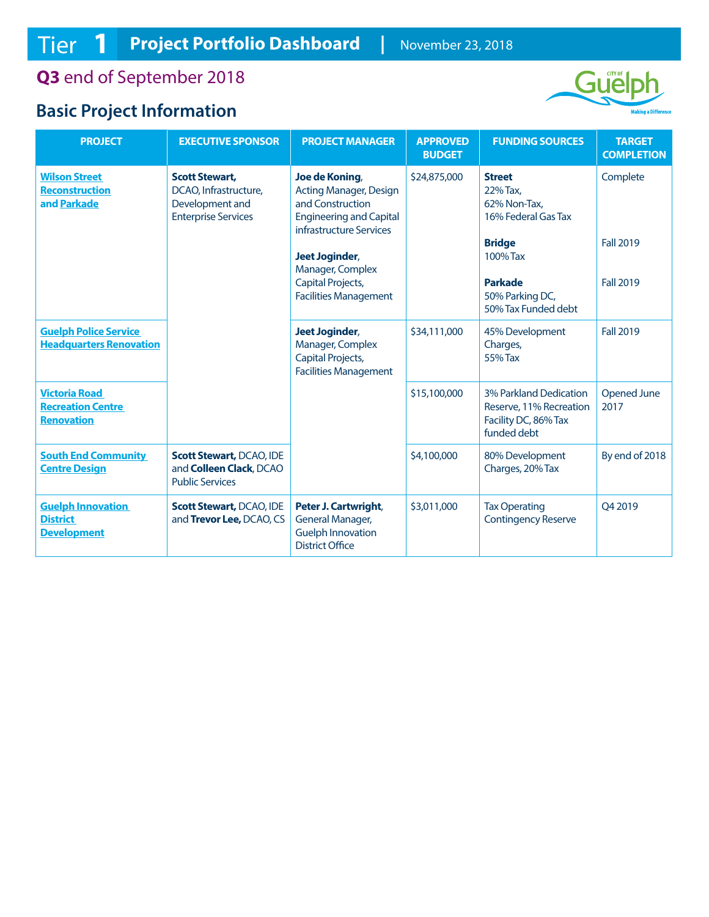# Tier 1 Project Portfolio Dashboard | November 23, 2018

## Q3 end of September 2018

## Basic Project Information

| PROJECT | EXECUTIVE SPONSOR | PROJECT MANAGER | APPROVED BUDGET | FUNDING SOURCES | TARGET COMPLETION |
|---|---|---|---|---|---|
| Wilson Street Reconstruction and Parkade | **Scott Stewart,** DCAO, Infrastructure, Development and Enterprise Services | **Joe de Koning**, Acting Manager, Design and Construction Engineering and Capital infrastructure Services<br><br>**Jeet Joginder**, Manager, Complex Capital Projects, Facilities Management | $24,875,000 | **Street** 22% Tax, 62% Non-Tax, 16% Federal Gas Tax<br><br>**Bridge** 100% Tax<br><br>**Parkade** 50% Parking DC, 50% Tax Funded debt | Complete<br><br>Fall 2019<br><br>Fall 2019 |
| Guelph Police Service Headquarters Renovation | | **Jeet Joginder**, Manager, Complex Capital Projects, Facilities Management | $34,111,000 | 45% Development Charges, 55% Tax | Fall 2019 |
| Victoria Road Recreation Centre Renovation | | | $15,100,000 | 3% Parkland Dedication Reserve, 11% Recreation Facility DC, 86% Tax funded debt | Opened June 2017 |
| South End Community Centre Design | **Scott Stewart,** DCAO, IDE and **Colleen Clack**, DCAO Public Services | | $4,100,000 | 80% Development Charges, 20% Tax | By end of 2018 |
| Guelph Innovation District Development | **Scott Stewart,** DCAO, IDE and **Trevor Lee,** DCAO, CS | **Peter J. Cartwright**, General Manager, Guelph Innovation District Office | $3,011,000 | Tax Operating Contingency Reserve | Q4 2019 |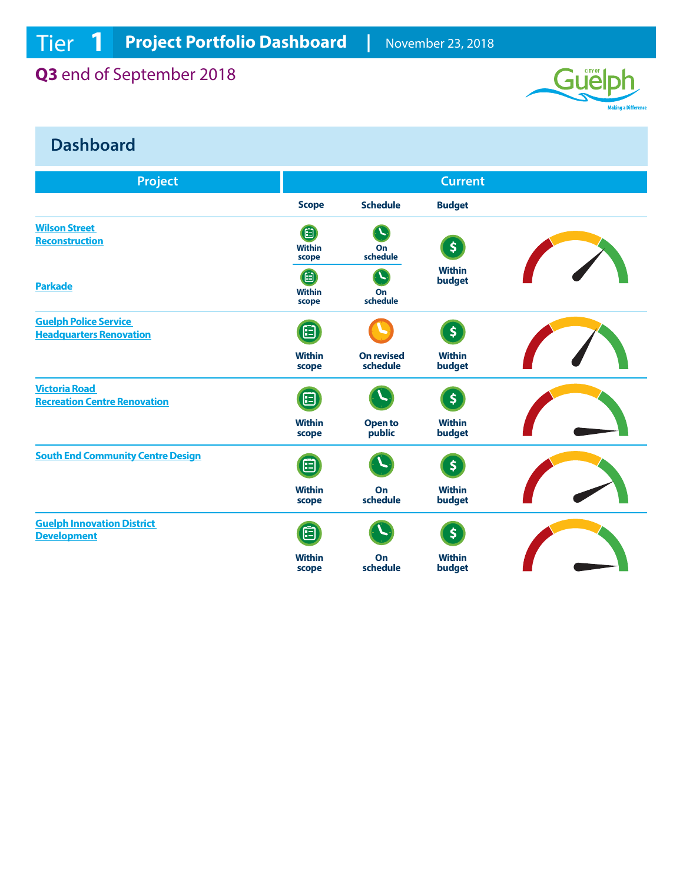# Tier 1 Project Portfolio Dashboard | November 23, 2018

## Q3 end of September 2018

## Dashboard

| Project | Scope | Schedule | Budget |
|---|---|---|---|
| Wilson Street Reconstruction | Within scope | On schedule | Within budget |
| Parkade | Within scope | On schedule | Within budget |
| Guelph Police Service Headquarters Renovation | Within scope | On revised schedule | Within budget |
| Victoria Road Recreation Centre Renovation | Within scope | Open to public | Within budget |
| South End Community Centre Design | Within scope | On schedule | Within budget |
| Guelph Innovation District Development | Within scope | On schedule | Within budget |